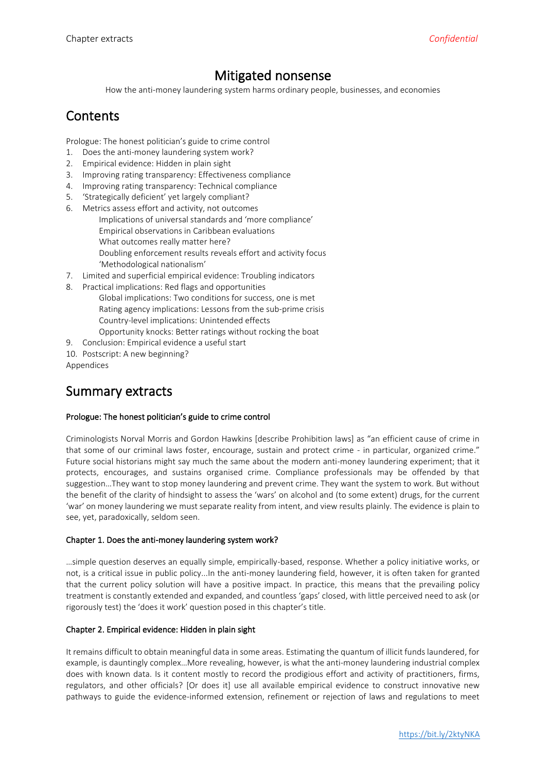# Mitigated nonsense

How the anti-money laundering system harms ordinary people, businesses, and economies

## Contents

Prologue: The honest politician's guide to crime control

1. Does the anti-money laundering system work?
2. Empirical evidence: Hidden in plain sight
3. Improving rating transparency: Effectiveness compliance
4. Improving rating transparency: Technical compliance
5. 'Strategically deficient' yet largely compliant?
6. Metrics assess effort and activity, not outcomes
   - Implications of universal standards and 'more compliance'
   - Empirical observations in Caribbean evaluations
   - What outcomes really matter here?
   - Doubling enforcement results reveals effort and activity focus
   - 'Methodological nationalism'
7. Limited and superficial empirical evidence: Troubling indicators
8. Practical implications: Red flags and opportunities
   - Global implications: Two conditions for success, one is met
   - Rating agency implications: Lessons from the sub-prime crisis
   - Country-level implications: Unintended effects
   - Opportunity knocks: Better ratings without rocking the boat
9. Conclusion: Empirical evidence a useful start
10. Postscript: A new beginning?

Appendices

## Summary extracts

**Prologue: The honest politician's guide to crime control**

Criminologists Norval Morris and Gordon Hawkins [describe Prohibition laws] as "an efficient cause of crime in that some of our criminal laws foster, encourage, sustain and protect crime - in particular, organized crime." Future social historians might say much the same about the modern anti-money laundering experiment; that it protects, encourages, and sustains organised crime. Compliance professionals may be offended by that suggestion…They want to stop money laundering and prevent crime. They want the system to work. But without the benefit of the clarity of hindsight to assess the 'wars' on alcohol and (to some extent) drugs, for the current 'war' on money laundering we must separate reality from intent, and view results plainly. The evidence is plain to see, yet, paradoxically, seldom seen.

**Chapter 1. Does the anti-money laundering system work?**

…simple question deserves an equally simple, empirically-based, response. Whether a policy initiative works, or not, is a critical issue in public policy...In the anti-money laundering field, however, it is often taken for granted that the current policy solution will have a positive impact. In practice, this means that the prevailing policy treatment is constantly extended and expanded, and countless 'gaps' closed, with little perceived need to ask (or rigorously test) the 'does it work' question posed in this chapter's title.

**Chapter 2. Empirical evidence: Hidden in plain sight**

It remains difficult to obtain meaningful data in some areas. Estimating the quantum of illicit funds laundered, for example, is dauntingly complex…More revealing, however, is what the anti-money laundering industrial complex does with known data. Is it content mostly to record the prodigious effort and activity of practitioners, firms, regulators, and other officials? [Or does it] use all available empirical evidence to construct innovative new pathways to guide the evidence-informed extension, refinement or rejection of laws and regulations to meet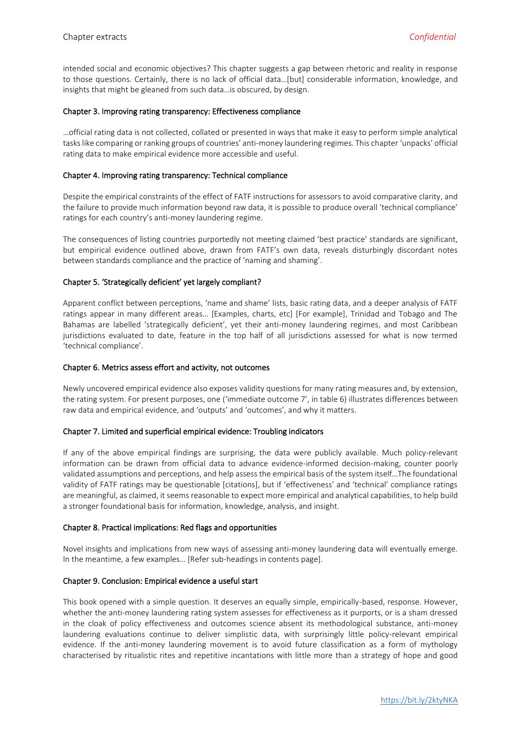intended social and economic objectives? This chapter suggests a gap between rhetoric and reality in response to those questions. Certainly, there is no lack of official data…[but] considerable information, knowledge, and insights that might be gleaned from such data…is obscured, by design.

### Chapter 3. Improving rating transparency: Effectiveness compliance

…official rating data is not collected, collated or presented in ways that make it easy to perform simple analytical tasks like comparing or ranking groups of countries' anti-money laundering regimes. This chapter 'unpacks' official rating data to make empirical evidence more accessible and useful.

### Chapter 4. Improving rating transparency: Technical compliance

Despite the empirical constraints of the effect of FATF instructions for assessors to avoid comparative clarity, and the failure to provide much information beyond raw data, it is possible to produce overall 'technical compliance' ratings for each country's anti-money laundering regime.

The consequences of listing countries purportedly not meeting claimed 'best practice' standards are significant, but empirical evidence outlined above, drawn from FATF's own data, reveals disturbingly discordant notes between standards compliance and the practice of 'naming and shaming'.

### Chapter 5. 'Strategically deficient' yet largely compliant?

Apparent conflict between perceptions, 'name and shame' lists, basic rating data, and a deeper analysis of FATF ratings appear in many different areas… [Examples, charts, etc] [For example], Trinidad and Tobago and The Bahamas are labelled 'strategically deficient', yet their anti-money laundering regimes, and most Caribbean jurisdictions evaluated to date, feature in the top half of all jurisdictions assessed for what is now termed 'technical compliance'.

### Chapter 6. Metrics assess effort and activity, not outcomes

Newly uncovered empirical evidence also exposes validity questions for many rating measures and, by extension, the rating system. For present purposes, one ('immediate outcome 7', in table 6) illustrates differences between raw data and empirical evidence, and 'outputs' and 'outcomes', and why it matters.

### Chapter 7. Limited and superficial empirical evidence: Troubling indicators

If any of the above empirical findings are surprising, the data were publicly available. Much policy-relevant information can be drawn from official data to advance evidence-informed decision-making, counter poorly validated assumptions and perceptions, and help assess the empirical basis of the system itself…The foundational validity of FATF ratings may be questionable [citations], but if 'effectiveness' and 'technical' compliance ratings are meaningful, as claimed, it seems reasonable to expect more empirical and analytical capabilities, to help build a stronger foundational basis for information, knowledge, analysis, and insight.

### Chapter 8. Practical implications: Red flags and opportunities

Novel insights and implications from new ways of assessing anti-money laundering data will eventually emerge. In the meantime, a few examples… [Refer sub-headings in contents page].

### Chapter 9. Conclusion: Empirical evidence a useful start

This book opened with a simple question. It deserves an equally simple, empirically-based, response. However, whether the anti-money laundering rating system assesses for effectiveness as it purports, or is a sham dressed in the cloak of policy effectiveness and outcomes science absent its methodological substance, anti-money laundering evaluations continue to deliver simplistic data, with surprisingly little policy-relevant empirical evidence. If the anti-money laundering movement is to avoid future classification as a form of mythology characterised by ritualistic rites and repetitive incantations with little more than a strategy of hope and good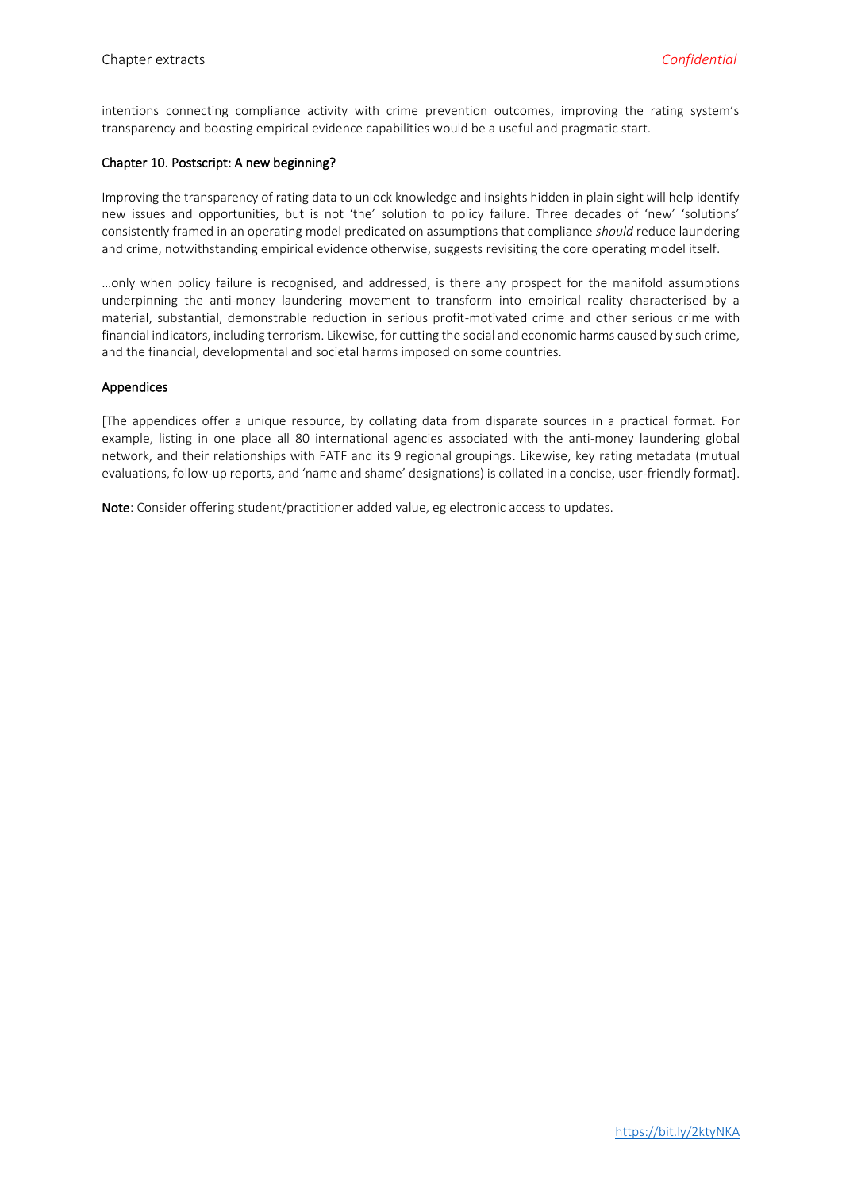intentions connecting compliance activity with crime prevention outcomes, improving the rating system's transparency and boosting empirical evidence capabilities would be a useful and pragmatic start.

### Chapter 10. Postscript: A new beginning?

Improving the transparency of rating data to unlock knowledge and insights hidden in plain sight will help identify new issues and opportunities, but is not 'the' solution to policy failure. Three decades of 'new' 'solutions' consistently framed in an operating model predicated on assumptions that compliance *should* reduce laundering and crime, notwithstanding empirical evidence otherwise, suggests revisiting the core operating model itself.

…only when policy failure is recognised, and addressed, is there any prospect for the manifold assumptions underpinning the anti-money laundering movement to transform into empirical reality characterised by a material, substantial, demonstrable reduction in serious profit-motivated crime and other serious crime with financial indicators, including terrorism. Likewise, for cutting the social and economic harms caused by such crime, and the financial, developmental and societal harms imposed on some countries.

### Appendices

[The appendices offer a unique resource, by collating data from disparate sources in a practical format. For example, listing in one place all 80 international agencies associated with the anti-money laundering global network, and their relationships with FATF and its 9 regional groupings. Likewise, key rating metadata (mutual evaluations, follow-up reports, and 'name and shame' designations) is collated in a concise, user-friendly format].

**Note**: Consider offering student/practitioner added value, eg electronic access to updates.